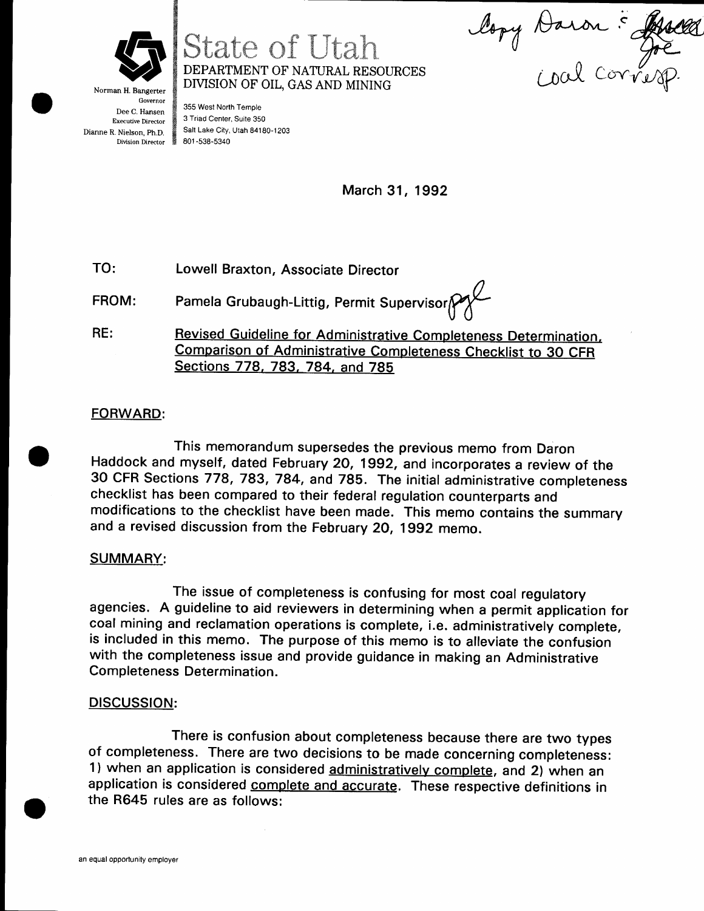Copy Daron & [illegible] Joe
Coal Corresp.

Norman H. Bangerter
Governor
Dee C. Hansen
Executive Director
Dianne R. Nielson, Ph.D.
Division Director

# State of Utah
DEPARTMENT OF NATURAL RESOURCES
DIVISION OF OIL, GAS AND MINING

355 West North Temple
3 Triad Center, Suite 350
Salt Lake City, Utah 84180-1203
801-538-5340

March 31, 1992

TO: Lowell Braxton, Associate Director

FROM: Pamela Grubaugh-Littig, Permit Supervisor

RE: Revised Guideline for Administrative Completeness Determination, Comparison of Administrative Completeness Checklist to 30 CFR Sections 778, 783, 784, and 785

## FORWARD:

This memorandum supersedes the previous memo from Daron Haddock and myself, dated February 20, 1992, and incorporates a review of the 30 CFR Sections 778, 783, 784, and 785. The initial administrative completeness checklist has been compared to their federal regulation counterparts and modifications to the checklist have been made. This memo contains the summary and a revised discussion from the February 20, 1992 memo.

## SUMMARY:

The issue of completeness is confusing for most coal regulatory agencies. A guideline to aid reviewers in determining when a permit application for coal mining and reclamation operations is complete, i.e. administratively complete, is included in this memo. The purpose of this memo is to alleviate the confusion with the completeness issue and provide guidance in making an Administrative Completeness Determination.

## DISCUSSION:

There is confusion about completeness because there are two types of completeness. There are two decisions to be made concerning completeness: 1) when an application is considered administratively complete, and 2) when an application is considered complete and accurate. These respective definitions in the R645 rules are as follows:

an equal opportunity employer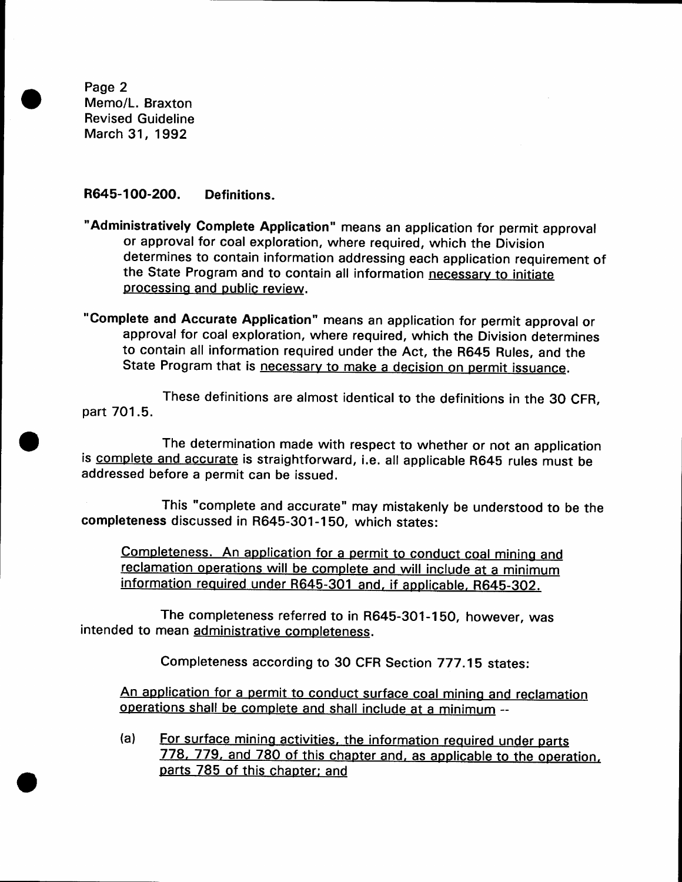Page 2
Memo/L. Braxton
Revised Guideline
March 31, 1992

**R645-100-200. Definitions.**

**"Administratively Complete Application"** means an application for permit approval or approval for coal exploration, where required, which the Division determines to contain information addressing each application requirement of the State Program and to contain all information <u>necessary to initiate processing and public review</u>.

**"Complete and Accurate Application"** means an application for permit approval or approval for coal exploration, where required, which the Division determines to contain all information required under the Act, the R645 Rules, and the State Program that is <u>necessary to make a decision on permit issuance</u>.

These definitions are almost identical to the definitions in the 30 CFR, part 701.5.

The determination made with respect to whether or not an application is <u>complete and accurate</u> is straightforward, i.e. all applicable R645 rules must be addressed before a permit can be issued.

This "complete and accurate" may mistakenly be understood to be the **completeness** discussed in R645-301-150, which states:

> <u>Completeness. An application for a permit to conduct coal mining and reclamation operations will be complete and will include at a minimum information required under R645-301 and, if applicable, R645-302.</u>

The completeness referred to in R645-301-150, however, was intended to mean <u>administrative completeness</u>.

Completeness according to 30 CFR Section 777.15 states:

> <u>An application for a permit to conduct surface coal mining and reclamation operations shall be complete and shall include at a minimum</u> --
>
> (a) <u>For surface mining activities, the information required under parts 778, 779, and 780 of this chapter and, as applicable to the operation, parts 785 of this chapter; and</u>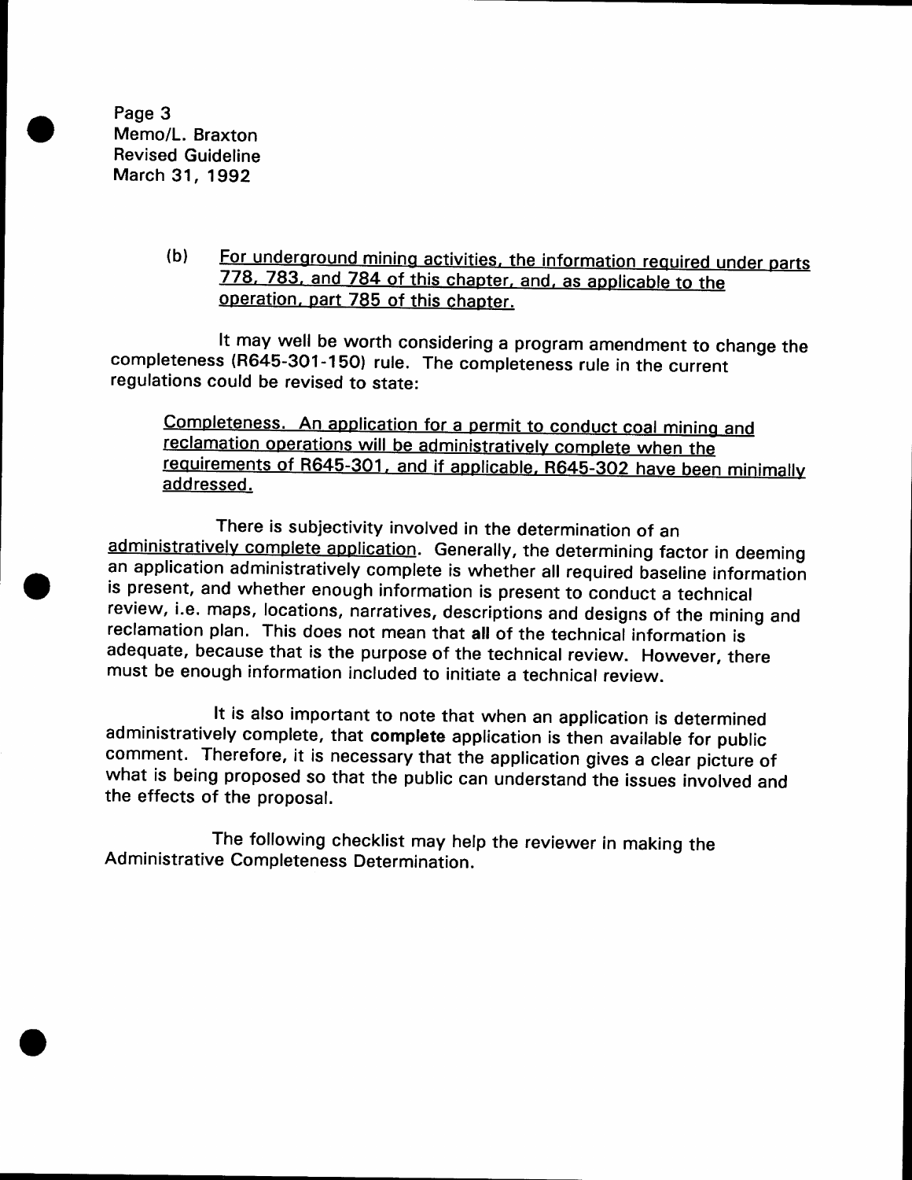Page 3
Memo/L. Braxton
Revised Guideline
March 31, 1992

(b) <u>For underground mining activities, the information required under parts 778, 783, and 784 of this chapter, and, as applicable to the operation, part 785 of this chapter.</u>

It may well be worth considering a program amendment to change the completeness (R645-301-150) rule. The completeness rule in the current regulations could be revised to state:

> <u>Completeness. An application for a permit to conduct coal mining and reclamation operations will be administratively complete when the requirements of R645-301, and if applicable, R645-302 have been minimally addressed.</u>

There is subjectivity involved in the determination of an <u>administratively complete application</u>. Generally, the determining factor in deeming an application administratively complete is whether all required baseline information is present, and whether enough information is present to conduct a technical review, i.e. maps, locations, narratives, descriptions and designs of the mining and reclamation plan. This does not mean that **all** of the technical information is adequate, because that is the purpose of the technical review. However, there must be enough information included to initiate a technical review.

It is also important to note that when an application is determined administratively complete, that **complete** application is then available for public comment. Therefore, it is necessary that the application gives a clear picture of what is being proposed so that the public can understand the issues involved and the effects of the proposal.

The following checklist may help the reviewer in making the Administrative Completeness Determination.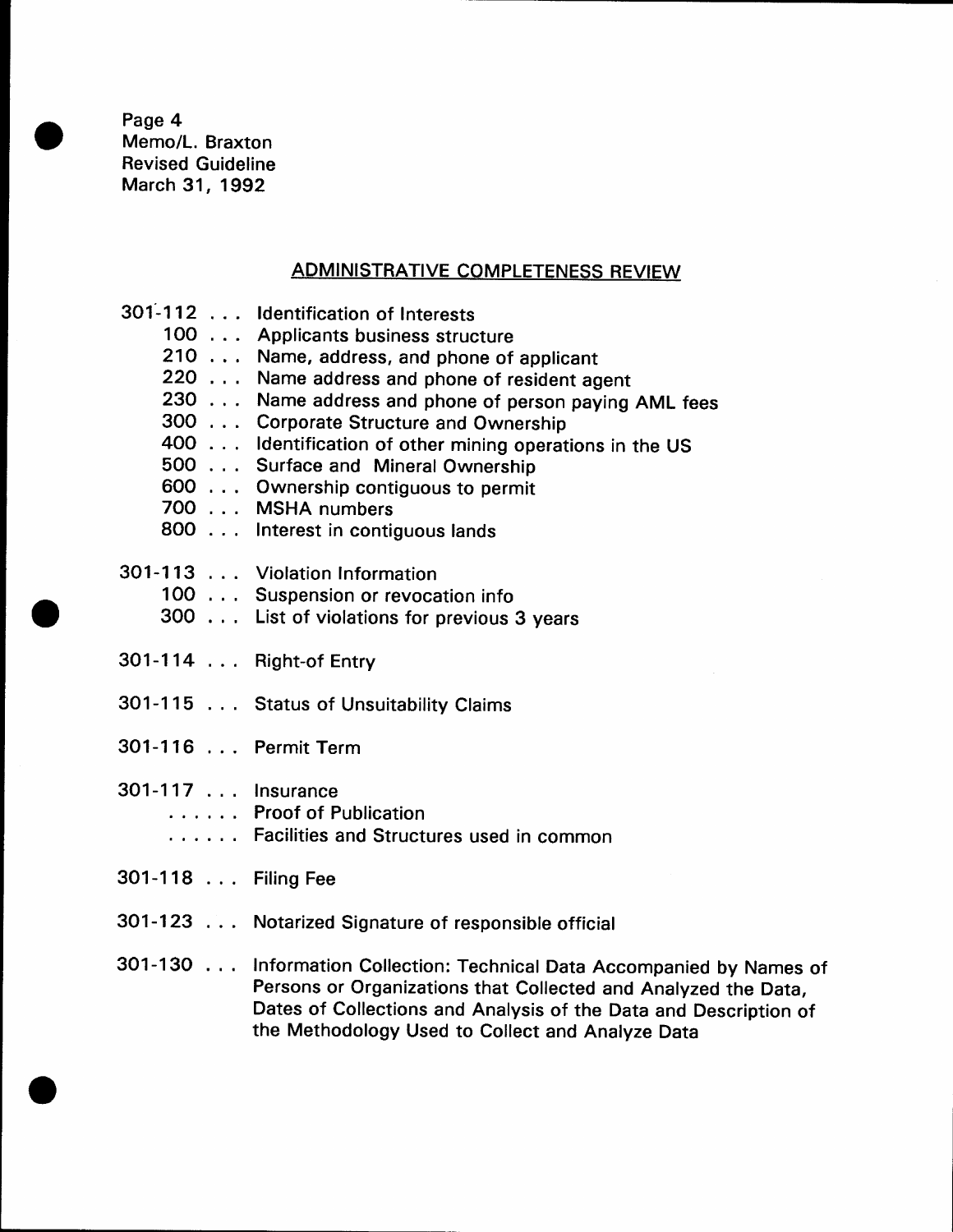Page 4
Memo/L. Braxton
Revised Guideline
March 31, 1992

## ADMINISTRATIVE COMPLETENESS REVIEW

301-112 . . . Identification of Interests
- 100 . . . Applicants business structure
- 210 . . . Name, address, and phone of applicant
- 220 . . . Name address and phone of resident agent
- 230 . . . Name address and phone of person paying AML fees
- 300 . . . Corporate Structure and Ownership
- 400 . . . Identification of other mining operations in the US
- 500 . . . Surface and Mineral Ownership
- 600 . . . Ownership contiguous to permit
- 700 . . . MSHA numbers
- 800 . . . Interest in contiguous lands

301-113 . . . Violation Information
- 100 . . . Suspension or revocation info
- 300 . . . List of violations for previous 3 years

301-114 . . . Right-of Entry

301-115 . . . Status of Unsuitability Claims

301-116 . . . Permit Term

301-117 . . . Insurance
- . . . . . . Proof of Publication
- . . . . . . Facilities and Structures used in common

301-118 . . . Filing Fee

301-123 . . . Notarized Signature of responsible official

301-130 . . . Information Collection: Technical Data Accompanied by Names of Persons or Organizations that Collected and Analyzed the Data, Dates of Collections and Analysis of the Data and Description of the Methodology Used to Collect and Analyze Data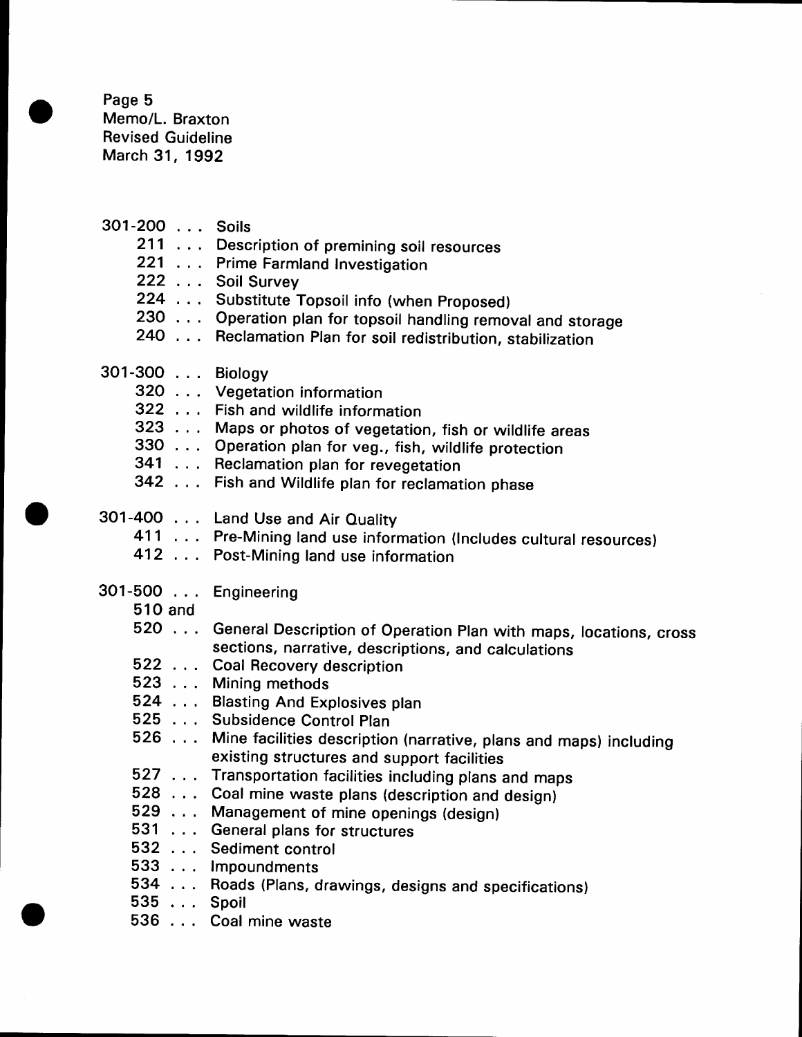Page 5
Memo/L. Braxton
Revised Guideline
March 31, 1992

301-200 . . . Soils
- 211 . . . Description of premining soil resources
- 221 . . . Prime Farmland Investigation
- 222 . . . Soil Survey
- 224 . . . Substitute Topsoil info (when Proposed)
- 230 . . . Operation plan for topsoil handling removal and storage
- 240 . . . Reclamation Plan for soil redistribution, stabilization

301-300 . . . Biology
- 320 . . . Vegetation information
- 322 . . . Fish and wildlife information
- 323 . . . Maps or photos of vegetation, fish or wildlife areas
- 330 . . . Operation plan for veg., fish, wildlife protection
- 341 . . . Reclamation plan for revegetation
- 342 . . . Fish and Wildlife plan for reclamation phase

301-400 . . . Land Use and Air Quality
- 411 . . . Pre-Mining land use information (Includes cultural resources)
- 412 . . . Post-Mining land use information

301-500 . . . Engineering
- 510 and
  520 . . . General Description of Operation Plan with maps, locations, cross sections, narrative, descriptions, and calculations
- 522 . . . Coal Recovery description
- 523 . . . Mining methods
- 524 . . . Blasting And Explosives plan
- 525 . . . Subsidence Control Plan
- 526 . . . Mine facilities description (narrative, plans and maps) including existing structures and support facilities
- 527 . . . Transportation facilities including plans and maps
- 528 . . . Coal mine waste plans (description and design)
- 529 . . . Management of mine openings (design)
- 531 . . . General plans for structures
- 532 . . . Sediment control
- 533 . . . Impoundments
- 534 . . . Roads (Plans, drawings, designs and specifications)
- 535 . . . Spoil
- 536 . . . Coal mine waste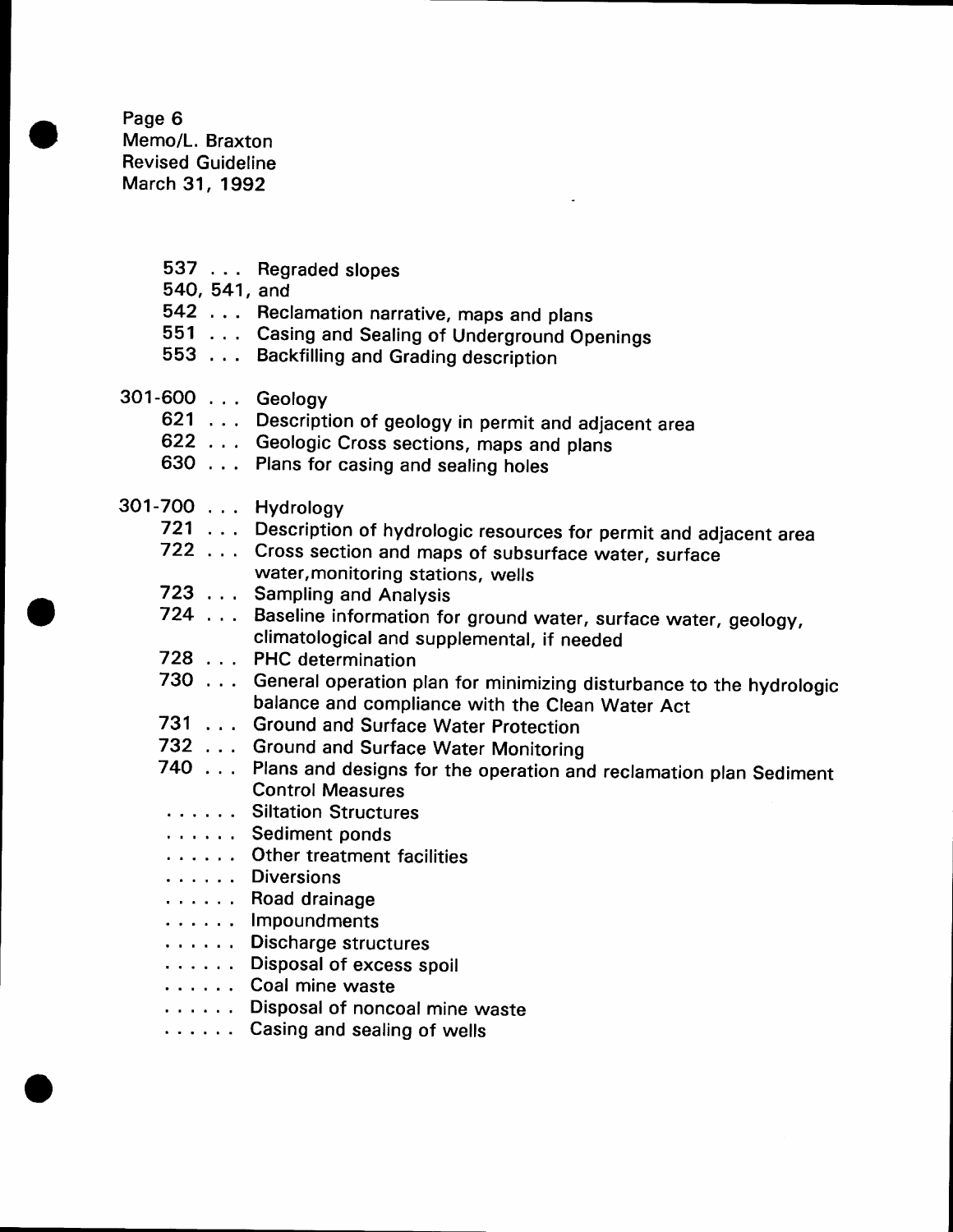Page 6
Memo/L. Braxton
Revised Guideline
March 31, 1992

537 . . . Regraded slopes
540, 541, and
542 . . . Reclamation narrative, maps and plans
551 . . . Casing and Sealing of Underground Openings
553 . . . Backfilling and Grading description

301-600 . . . Geology
621 . . . Description of geology in permit and adjacent area
622 . . . Geologic Cross sections, maps and plans
630 . . . Plans for casing and sealing holes

301-700 . . . Hydrology
721 . . . Description of hydrologic resources for permit and adjacent area
722 . . . Cross section and maps of subsurface water, surface water,monitoring stations, wells
723 . . . Sampling and Analysis
724 . . . Baseline information for ground water, surface water, geology, climatological and supplemental, if needed
728 . . . PHC determination
730 . . . General operation plan for minimizing disturbance to the hydrologic balance and compliance with the Clean Water Act
731 . . . Ground and Surface Water Protection
732 . . . Ground and Surface Water Monitoring
740 . . . Plans and designs for the operation and reclamation plan Sediment Control Measures
. . . . . . Siltation Structures
. . . . . . Sediment ponds
. . . . . . Other treatment facilities
. . . . . . Diversions
. . . . . . Road drainage
. . . . . . Impoundments
. . . . . . Discharge structures
. . . . . . Disposal of excess spoil
. . . . . . Coal mine waste
. . . . . . Disposal of noncoal mine waste
. . . . . . Casing and sealing of wells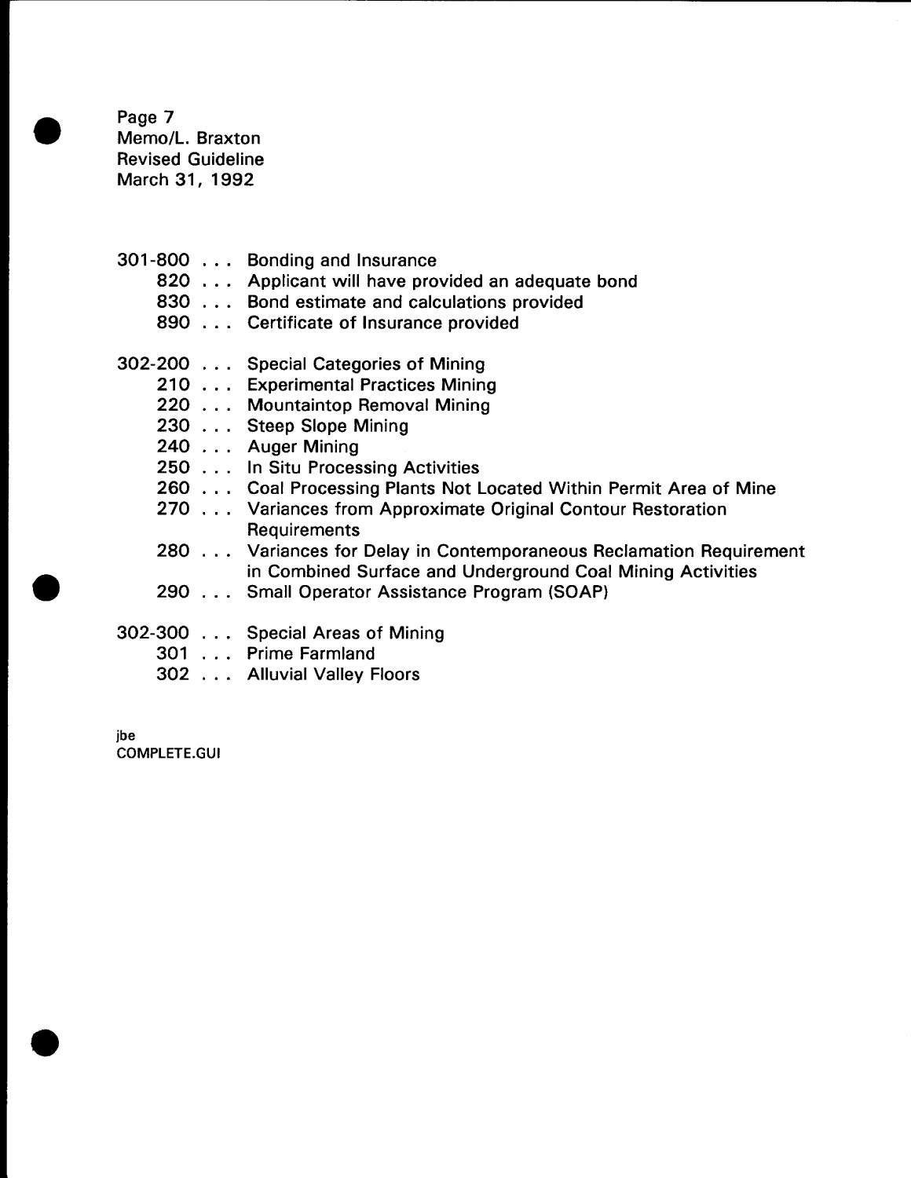301-800 . . . Bonding and Insurance
820 . . . Applicant will have provided an adequate bond
830 . . . Bond estimate and calculations provided
890 . . . Certificate of Insurance provided

302-200 . . . Special Categories of Mining
210 . . . Experimental Practices Mining
220 . . . Mountaintop Removal Mining
230 . . . Steep Slope Mining
240 . . . Auger Mining
250 . . . In Situ Processing Activities
260 . . . Coal Processing Plants Not Located Within Permit Area of Mine
270 . . . Variances from Approximate Original Contour Restoration Requirements
280 . . . Variances for Delay in Contemporaneous Reclamation Requirement in Combined Surface and Underground Coal Mining Activities
290 . . . Small Operator Assistance Program (SOAP)

302-300 . . . Special Areas of Mining
301 . . . Prime Farmland
302 . . . Alluvial Valley Floors

jbe
COMPLETE.GUI